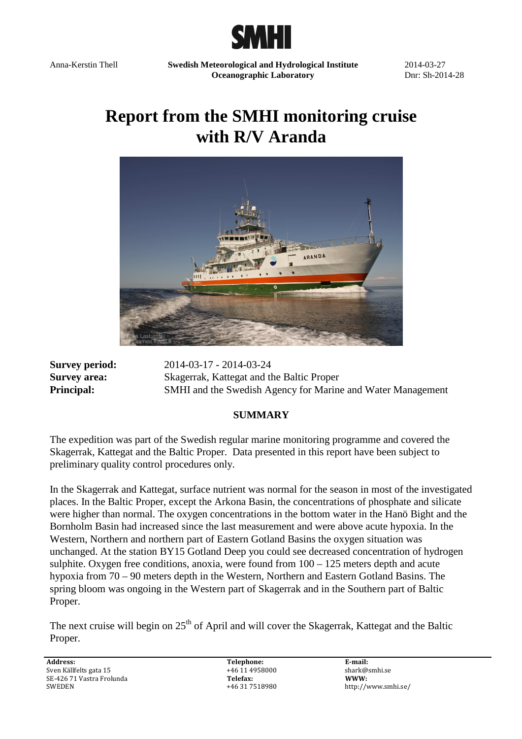SMHI

Anna-Kerstin Thell

**Swedish Meteorological and Hydrological Institute**
**Oceanographic Laboratory**

2014-03-27
Dnr: Sh-2014-28

# Report from the SMHI monitoring cruise with R/V Aranda

**Survey period:** 2014-03-17 - 2014-03-24
**Survey area:** Skagerrak, Kattegat and the Baltic Proper
**Principal:** SMHI and the Swedish Agency for Marine and Water Management

## SUMMARY

The expedition was part of the Swedish regular marine monitoring programme and covered the Skagerrak, Kattegat and the Baltic Proper. Data presented in this report have been subject to preliminary quality control procedures only.

In the Skagerrak and Kattegat, surface nutrient was normal for the season in most of the investigated places. In the Baltic Proper, except the Arkona Basin, the concentrations of phosphate and silicate were higher than normal. The oxygen concentrations in the bottom water in the Hanö Bight and the Bornholm Basin had increased since the last measurement and were above acute hypoxia. In the Western, Northern and northern part of Eastern Gotland Basins the oxygen situation was unchanged. At the station BY15 Gotland Deep you could see decreased concentration of hydrogen sulphite. Oxygen free conditions, anoxia, were found from 100 – 125 meters depth and acute hypoxia from 70 – 90 meters depth in the Western, Northern and Eastern Gotland Basins. The spring bloom was ongoing in the Western part of Skagerrak and in the Southern part of Baltic Proper.

The next cruise will begin on 25th of April and will cover the Skagerrak, Kattegat and the Baltic Proper.

**Address:**
Sven Källfelts gata 15
SE-426 71 Vastra Frolunda
SWEDEN

**Telephone:**
+46 11 4958000
**Telefax:**
+46 31 7518980

**E-mail:**
shark@smhi.se
**WWW:**
http://www.smhi.se/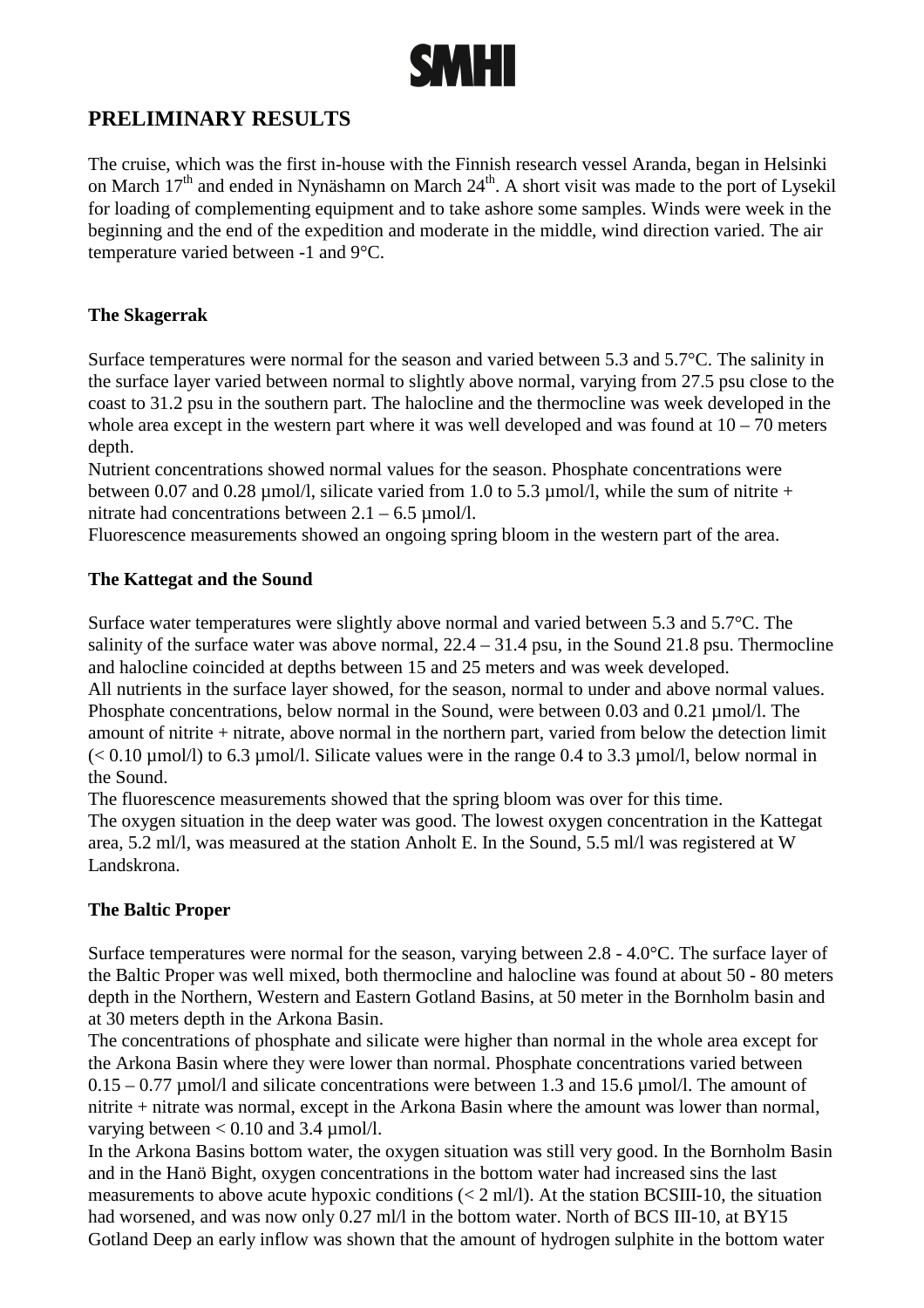# PRELIMINARY RESULTS

The cruise, which was the first in-house with the Finnish research vessel Aranda, began in Helsinki on March 17th and ended in Nynäshamn on March 24th. A short visit was made to the port of Lysekil for loading of complementing equipment and to take ashore some samples. Winds were week in the beginning and the end of the expedition and moderate in the middle, wind direction varied. The air temperature varied between -1 and 9°C.

### The Skagerrak

Surface temperatures were normal for the season and varied between 5.3 and 5.7°C. The salinity in the surface layer varied between normal to slightly above normal, varying from 27.5 psu close to the coast to 31.2 psu in the southern part. The halocline and the thermocline was week developed in the whole area except in the western part where it was well developed and was found at 10 – 70 meters depth.

Nutrient concentrations showed normal values for the season. Phosphate concentrations were between 0.07 and 0.28 µmol/l, silicate varied from 1.0 to 5.3 µmol/l, while the sum of nitrite + nitrate had concentrations between 2.1 – 6.5 µmol/l.

Fluorescence measurements showed an ongoing spring bloom in the western part of the area.

### The Kattegat and the Sound

Surface water temperatures were slightly above normal and varied between 5.3 and 5.7°C. The salinity of the surface water was above normal, 22.4 – 31.4 psu, in the Sound 21.8 psu. Thermocline and halocline coincided at depths between 15 and 25 meters and was week developed.

All nutrients in the surface layer showed, for the season, normal to under and above normal values. Phosphate concentrations, below normal in the Sound, were between 0.03 and 0.21 µmol/l. The amount of nitrite + nitrate, above normal in the northern part, varied from below the detection limit (< 0.10 µmol/l) to 6.3 µmol/l. Silicate values were in the range 0.4 to 3.3 µmol/l, below normal in the Sound.

The fluorescence measurements showed that the spring bloom was over for this time.

The oxygen situation in the deep water was good. The lowest oxygen concentration in the Kattegat area, 5.2 ml/l, was measured at the station Anholt E. In the Sound, 5.5 ml/l was registered at W Landskrona.

### The Baltic Proper

Surface temperatures were normal for the season, varying between 2.8 - 4.0°C. The surface layer of the Baltic Proper was well mixed, both thermocline and halocline was found at about 50 - 80 meters depth in the Northern, Western and Eastern Gotland Basins, at 50 meter in the Bornholm basin and at 30 meters depth in the Arkona Basin.

The concentrations of phosphate and silicate were higher than normal in the whole area except for the Arkona Basin where they were lower than normal. Phosphate concentrations varied between 0.15 – 0.77 µmol/l and silicate concentrations were between 1.3 and 15.6 µmol/l. The amount of nitrite + nitrate was normal, except in the Arkona Basin where the amount was lower than normal, varying between < 0.10 and 3.4 µmol/l.

In the Arkona Basins bottom water, the oxygen situation was still very good. In the Bornholm Basin and in the Hanö Bight, oxygen concentrations in the bottom water had increased sins the last measurements to above acute hypoxic conditions (< 2 ml/l). At the station BCSIII-10, the situation had worsened, and was now only 0.27 ml/l in the bottom water. North of BCS III-10, at BY15 Gotland Deep an early inflow was shown that the amount of hydrogen sulphite in the bottom water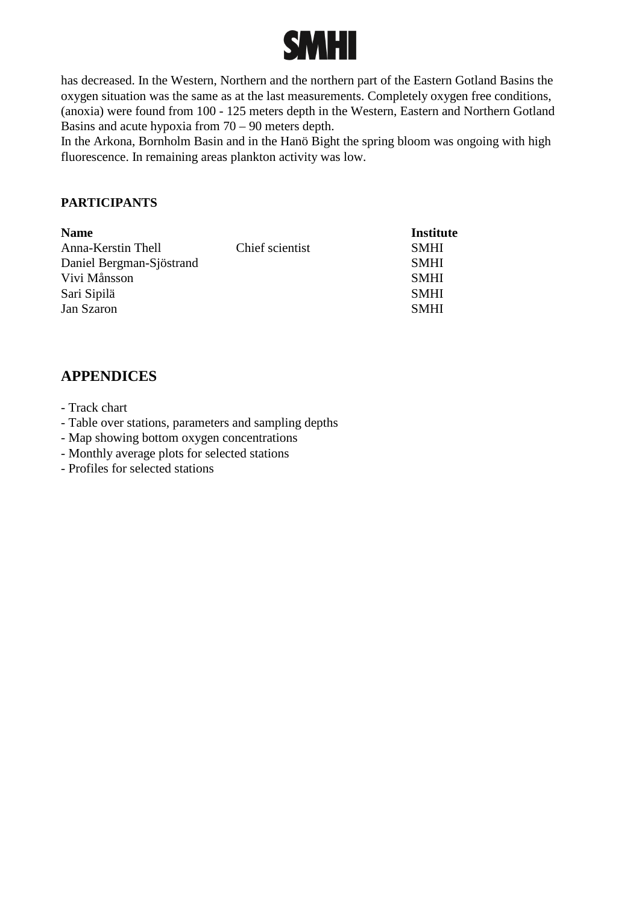has decreased. In the Western, Northern and the northern part of the Eastern Gotland Basins the oxygen situation was the same as at the last measurements. Completely oxygen free conditions, (anoxia) were found from 100 - 125 meters depth in the Western, Eastern and Northern Gotland Basins and acute hypoxia from 70 – 90 meters depth.
In the Arkona, Bornholm Basin and in the Hanö Bight the spring bloom was ongoing with high fluorescence. In remaining areas plankton activity was low.

**PARTICIPANTS**

| **Name** | | **Institute** |
|---|---|---|
| Anna-Kerstin Thell | Chief scientist | SMHI |
| Daniel Bergman-Sjöstrand | | SMHI |
| Vivi Månsson | | SMHI |
| Sari Sipilä | | SMHI |
| Jan Szaron | | SMHI |

## APPENDICES

- Track chart
- Table over stations, parameters and sampling depths
- Map showing bottom oxygen concentrations
- Monthly average plots for selected stations
- Profiles for selected stations